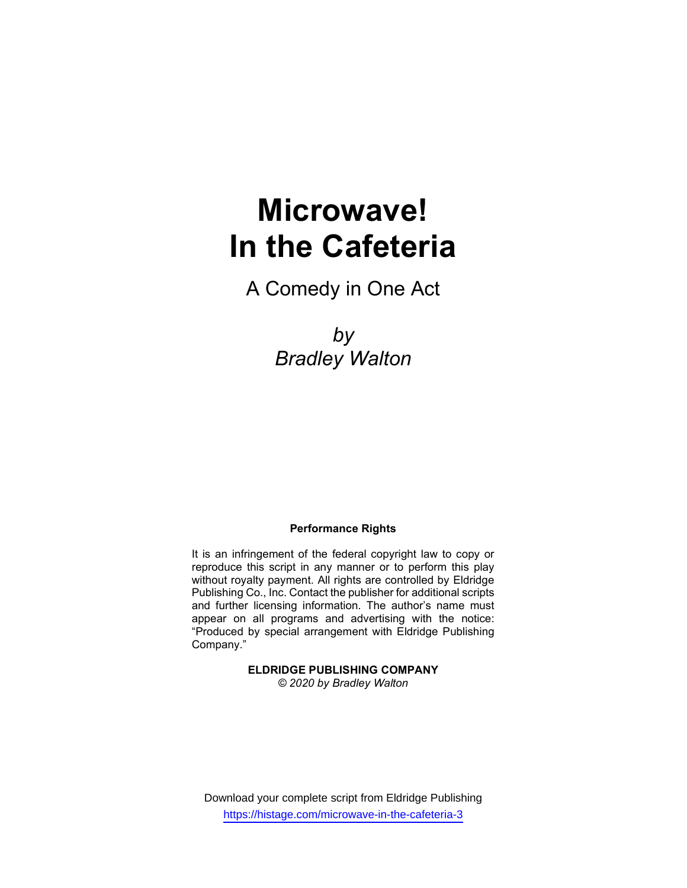# Microwave!
# In the Cafeteria

A Comedy in One Act

*by*
*Bradley Walton*

**Performance Rights**

It is an infringement of the federal copyright law to copy or reproduce this script in any manner or to perform this play without royalty payment. All rights are controlled by Eldridge Publishing Co., Inc. Contact the publisher for additional scripts and further licensing information. The author's name must appear on all programs and advertising with the notice: "Produced by special arrangement with Eldridge Publishing Company."

**ELDRIDGE PUBLISHING COMPANY**
*© 2020 by Bradley Walton*

Download your complete script from Eldridge Publishing
https://histage.com/microwave-in-the-cafeteria-3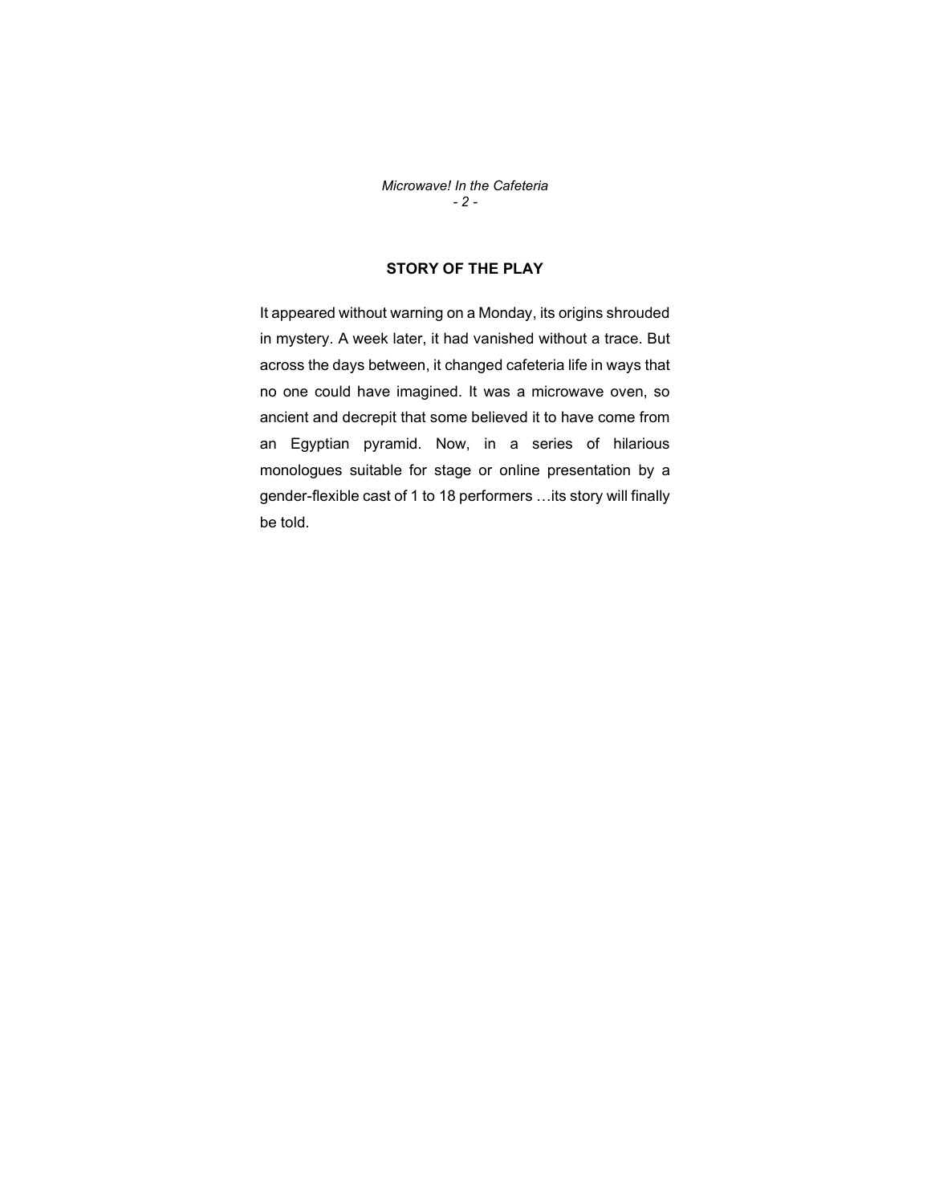## STORY OF THE PLAY

It appeared without warning on a Monday, its origins shrouded in mystery. A week later, it had vanished without a trace. But across the days between, it changed cafeteria life in ways that no one could have imagined. It was a microwave oven, so ancient and decrepit that some believed it to have come from an Egyptian pyramid. Now, in a series of hilarious monologues suitable for stage or online presentation by a gender-flexible cast of 1 to 18 performers …its story will finally be told.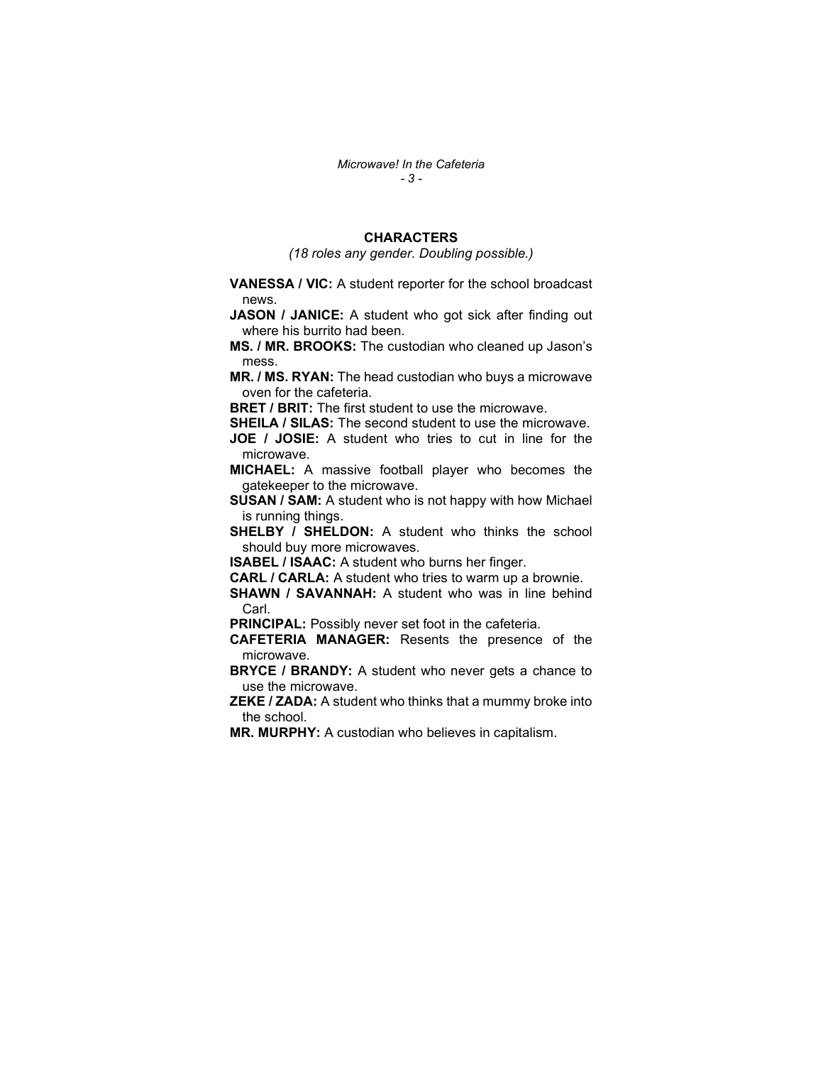## CHARACTERS

*(18 roles any gender. Doubling possible.)*

**VANESSA / VIC:** A student reporter for the school broadcast news.

**JASON / JANICE:** A student who got sick after finding out where his burrito had been.

**MS. / MR. BROOKS:** The custodian who cleaned up Jason's mess.

**MR. / MS. RYAN:** The head custodian who buys a microwave oven for the cafeteria.

**BRET / BRIT:** The first student to use the microwave.

**SHEILA / SILAS:** The second student to use the microwave.

**JOE / JOSIE:** A student who tries to cut in line for the microwave.

**MICHAEL:** A massive football player who becomes the gatekeeper to the microwave.

**SUSAN / SAM:** A student who is not happy with how Michael is running things.

**SHELBY / SHELDON:** A student who thinks the school should buy more microwaves.

**ISABEL / ISAAC:** A student who burns her finger.

**CARL / CARLA:** A student who tries to warm up a brownie.

**SHAWN / SAVANNAH:** A student who was in line behind Carl.

**PRINCIPAL:** Possibly never set foot in the cafeteria.

**CAFETERIA MANAGER:** Resents the presence of the microwave.

**BRYCE / BRANDY:** A student who never gets a chance to use the microwave.

**ZEKE / ZADA:** A student who thinks that a mummy broke into the school.

**MR. MURPHY:** A custodian who believes in capitalism.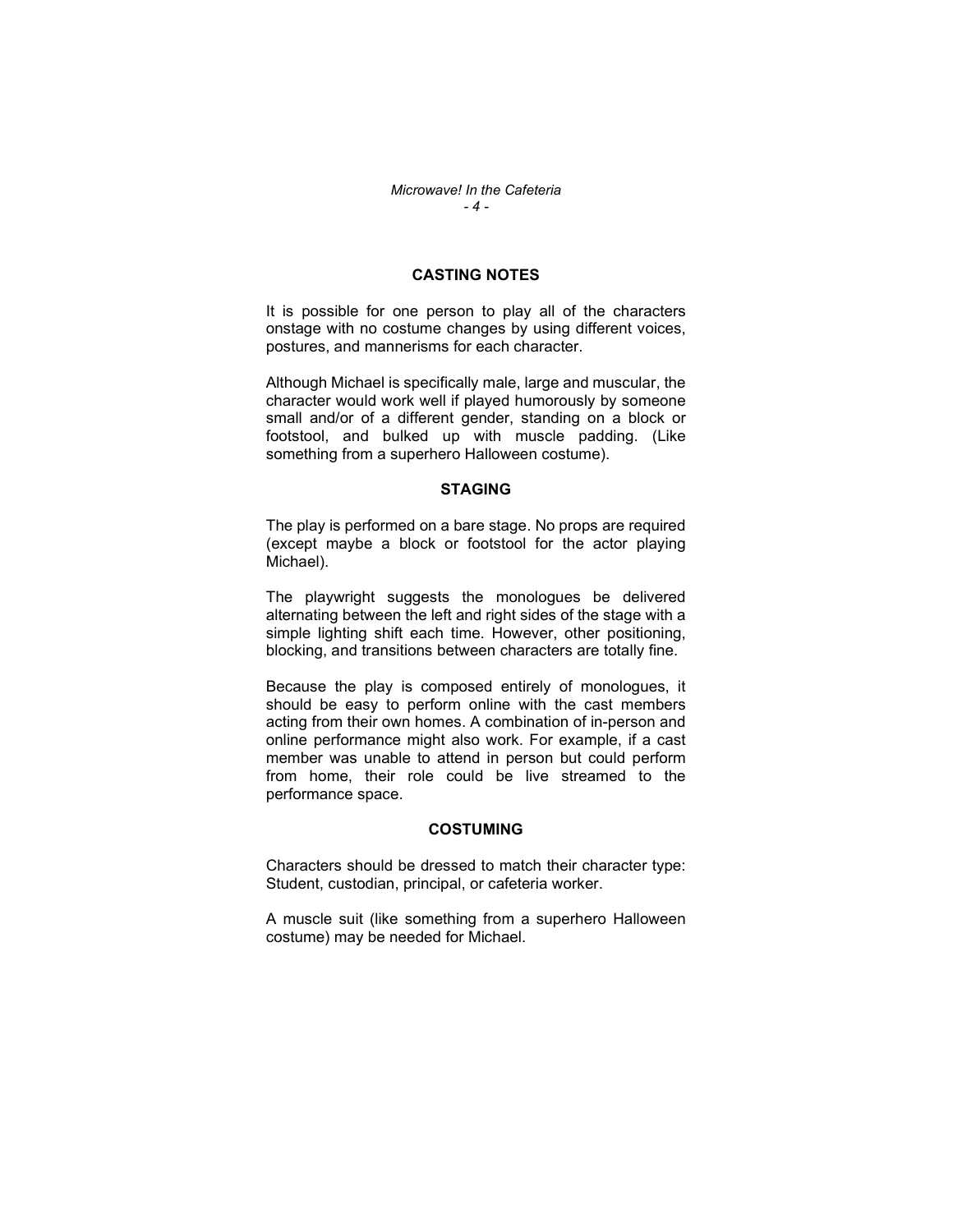## CASTING NOTES

It is possible for one person to play all of the characters onstage with no costume changes by using different voices, postures, and mannerisms for each character.

Although Michael is specifically male, large and muscular, the character would work well if played humorously by someone small and/or of a different gender, standing on a block or footstool, and bulked up with muscle padding. (Like something from a superhero Halloween costume).

## STAGING

The play is performed on a bare stage. No props are required (except maybe a block or footstool for the actor playing Michael).

The playwright suggests the monologues be delivered alternating between the left and right sides of the stage with a simple lighting shift each time. However, other positioning, blocking, and transitions between characters are totally fine.

Because the play is composed entirely of monologues, it should be easy to perform online with the cast members acting from their own homes. A combination of in-person and online performance might also work. For example, if a cast member was unable to attend in person but could perform from home, their role could be live streamed to the performance space.

## COSTUMING

Characters should be dressed to match their character type: Student, custodian, principal, or cafeteria worker.

A muscle suit (like something from a superhero Halloween costume) may be needed for Michael.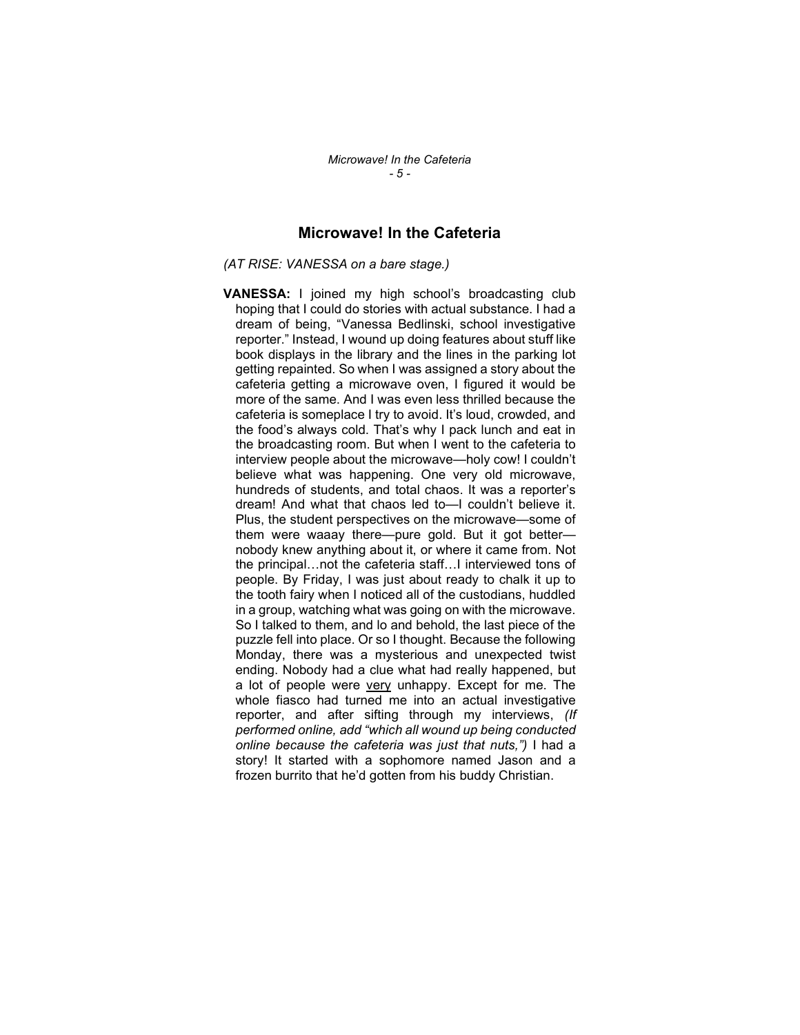# Microwave! In the Cafeteria

*(AT RISE: VANESSA on a bare stage.)*

**VANESSA:** I joined my high school's broadcasting club hoping that I could do stories with actual substance. I had a dream of being, "Vanessa Bedlinski, school investigative reporter." Instead, I wound up doing features about stuff like book displays in the library and the lines in the parking lot getting repainted. So when I was assigned a story about the cafeteria getting a microwave oven, I figured it would be more of the same. And I was even less thrilled because the cafeteria is someplace I try to avoid. It's loud, crowded, and the food's always cold. That's why I pack lunch and eat in the broadcasting room. But when I went to the cafeteria to interview people about the microwave—holy cow! I couldn't believe what was happening. One very old microwave, hundreds of students, and total chaos. It was a reporter's dream! And what that chaos led to—I couldn't believe it. Plus, the student perspectives on the microwave—some of them were waaay there—pure gold. But it got better—nobody knew anything about it, or where it came from. Not the principal…not the cafeteria staff…I interviewed tons of people. By Friday, I was just about ready to chalk it up to the tooth fairy when I noticed all of the custodians, huddled in a group, watching what was going on with the microwave. So I talked to them, and lo and behold, the last piece of the puzzle fell into place. Or so I thought. Because the following Monday, there was a mysterious and unexpected twist ending. Nobody had a clue what had really happened, but a lot of people were <u>very</u> unhappy. Except for me. The whole fiasco had turned me into an actual investigative reporter, and after sifting through my interviews, *(If performed online, add "which all wound up being conducted online because the cafeteria was just that nuts,")* I had a story! It started with a sophomore named Jason and a frozen burrito that he'd gotten from his buddy Christian.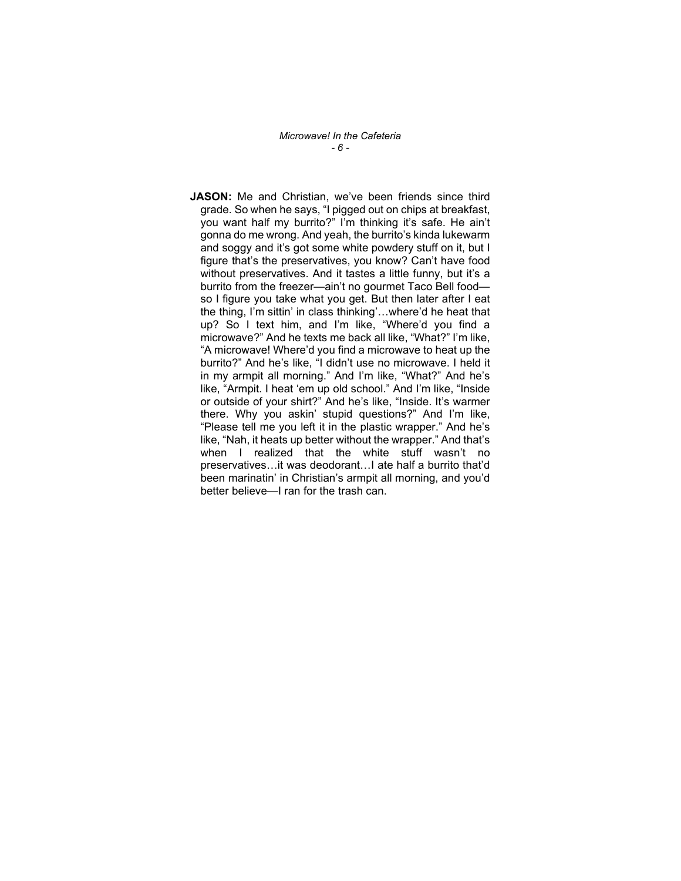**JASON:** Me and Christian, we've been friends since third grade. So when he says, "I pigged out on chips at breakfast, you want half my burrito?" I'm thinking it's safe. He ain't gonna do me wrong. And yeah, the burrito's kinda lukewarm and soggy and it's got some white powdery stuff on it, but I figure that's the preservatives, you know? Can't have food without preservatives. And it tastes a little funny, but it's a burrito from the freezer—ain't no gourmet Taco Bell food—so I figure you take what you get. But then later after I eat the thing, I'm sittin' in class thinking'…where'd he heat that up? So I text him, and I'm like, "Where'd you find a microwave?" And he texts me back all like, "What?" I'm like, "A microwave! Where'd you find a microwave to heat up the burrito?" And he's like, "I didn't use no microwave. I held it in my armpit all morning." And I'm like, "What?" And he's like, "Armpit. I heat 'em up old school." And I'm like, "Inside or outside of your shirt?" And he's like, "Inside. It's warmer there. Why you askin' stupid questions?" And I'm like, "Please tell me you left it in the plastic wrapper." And he's like, "Nah, it heats up better without the wrapper." And that's when I realized that the white stuff wasn't no preservatives…it was deodorant…I ate half a burrito that'd been marinatin' in Christian's armpit all morning, and you'd better believe—I ran for the trash can.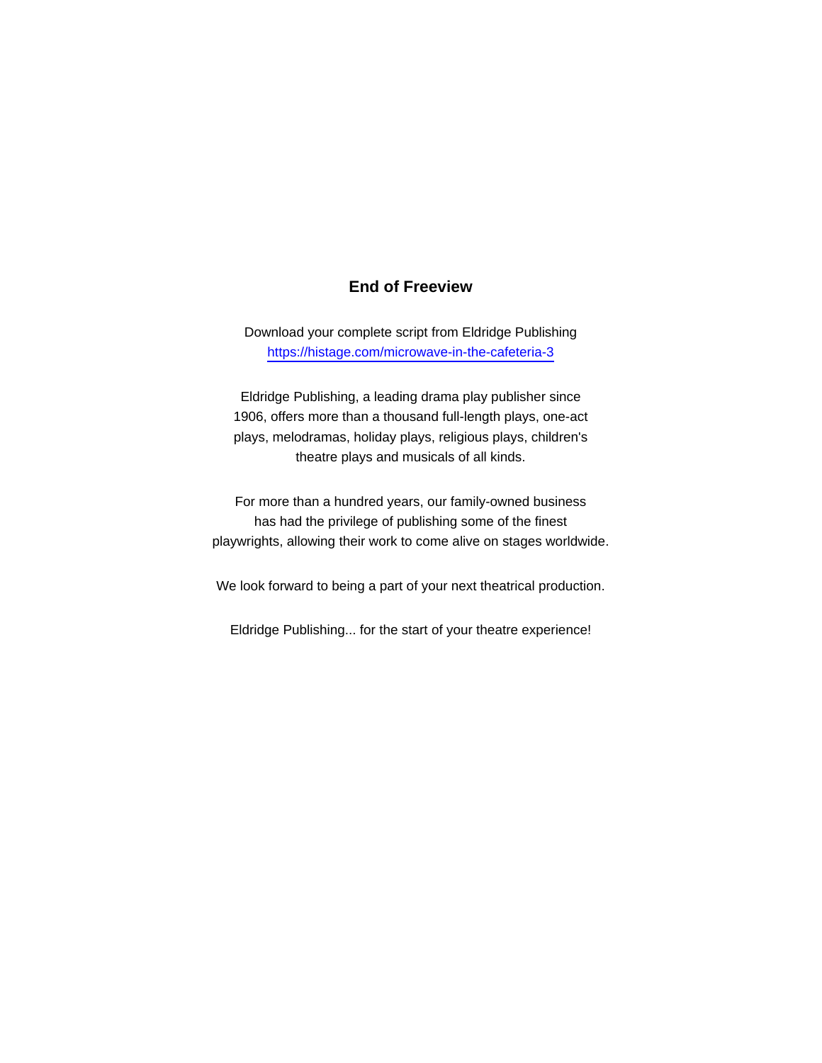**End of Freeview**

Download your complete script from Eldridge Publishing
[https://histage.com/microwave-in-the-cafeteria-3](https://histage.com/microwave-in-the-cafeteria-3)

Eldridge Publishing, a leading drama play publisher since 1906, offers more than a thousand full-length plays, one-act plays, melodramas, holiday plays, religious plays, children's theatre plays and musicals of all kinds.

For more than a hundred years, our family-owned business has had the privilege of publishing some of the finest playwrights, allowing their work to come alive on stages worldwide.

We look forward to being a part of your next theatrical production.

Eldridge Publishing... for the start of your theatre experience!